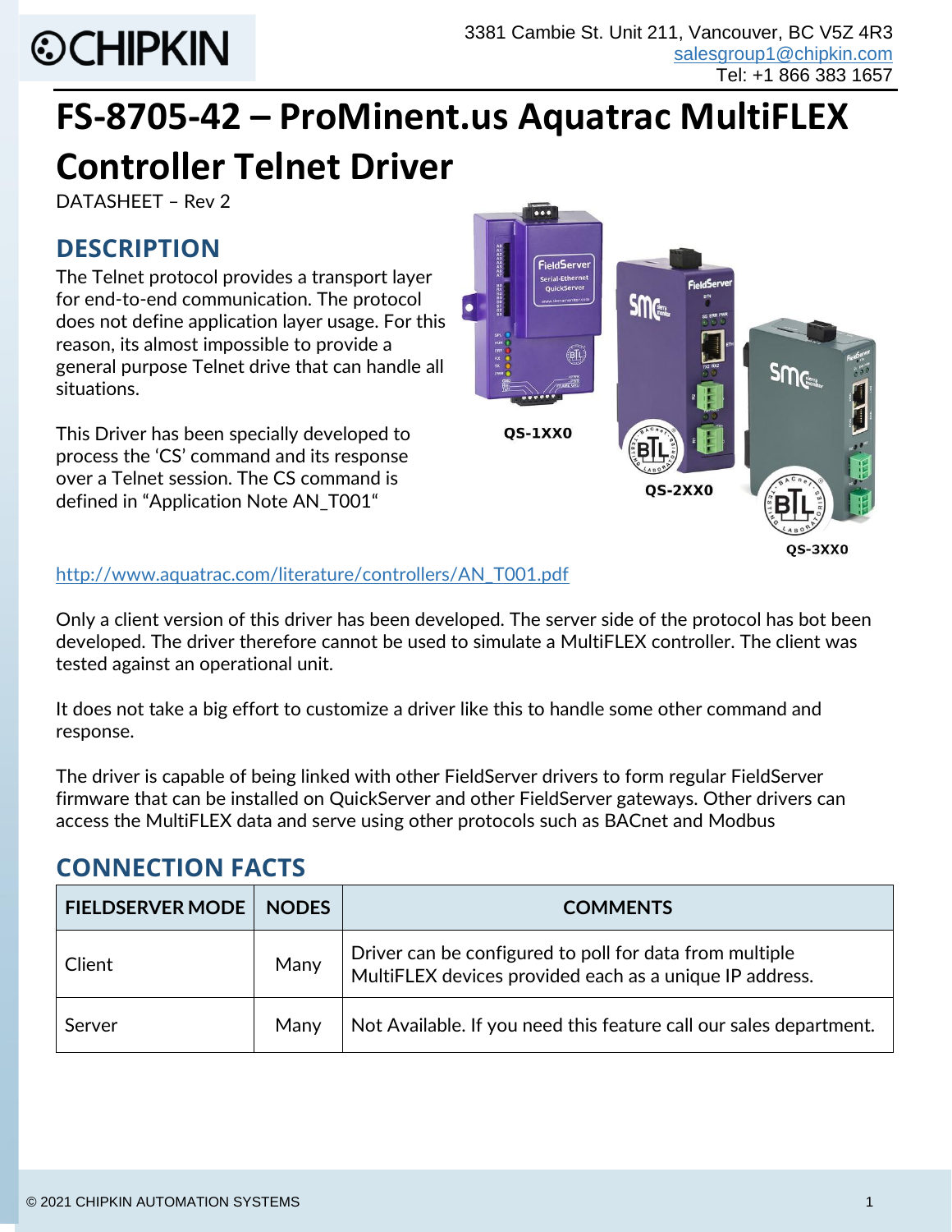# FS-8705-42 – ProMinent.us Aquatrac MultiFLEX Controller Telnet Driver

DATASHEET – Rev 2

## DESCRIPTION

The Telnet protocol provides a transport layer for end-to-end communication. The protocol does not define application layer usage. For this reason, its almost impossible to provide a general purpose Telnet drive that can handle all situations.

This Driver has been specially developed to process the 'CS' command and its response over a Telnet session. The CS command is defined in "Application Note AN_T001"

QS-1XX0

QS-2XX0

QS-3XX0

http://www.aquatrac.com/literature/controllers/AN_T001.pdf

Only a client version of this driver has been developed. The server side of the protocol has bot been developed. The driver therefore cannot be used to simulate a MultiFLEX controller. The client was tested against an operational unit.

It does not take a big effort to customize a driver like this to handle some other command and response.

The driver is capable of being linked with other FieldServer drivers to form regular FieldServer firmware that can be installed on QuickServer and other FieldServer gateways. Other drivers can access the MultiFLEX data and serve using other protocols such as BACnet and Modbus

## CONNECTION FACTS

| FIELDSERVER MODE | NODES | COMMENTS |
|---|---|---|
| Client | Many | Driver can be configured to poll for data from multiple MultiFLEX devices provided each as a unique IP address. |
| Server | Many | Not Available. If you need this feature call our sales department. |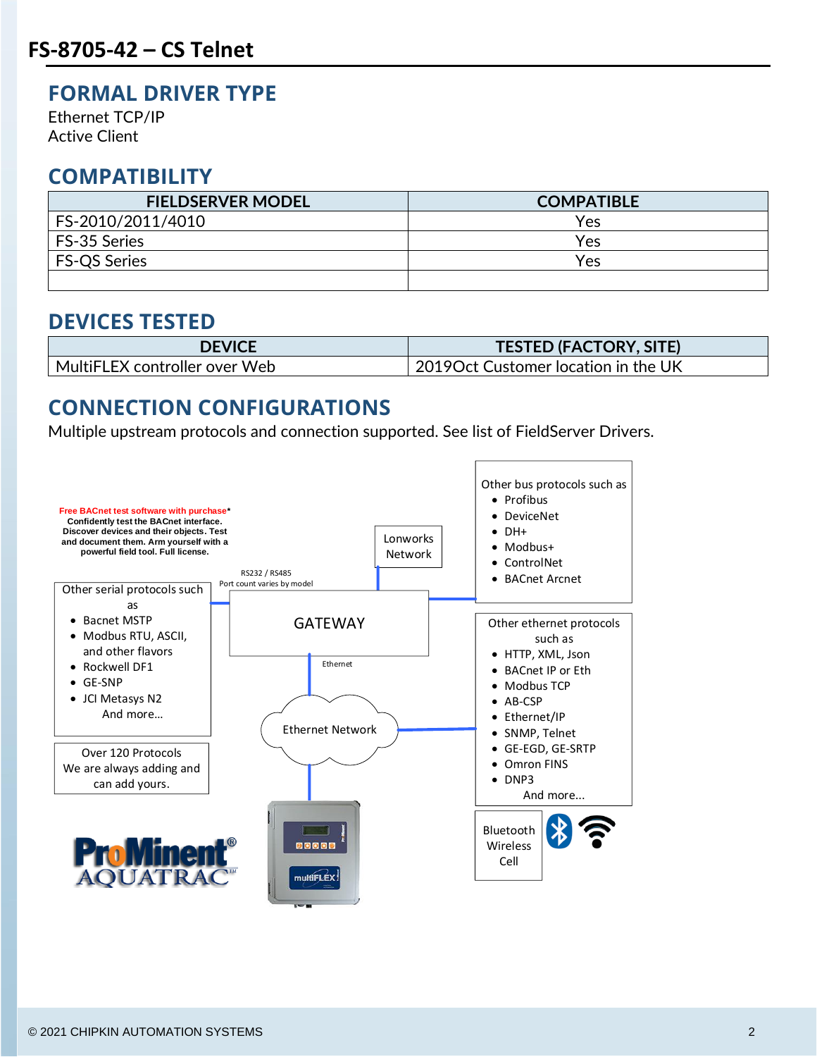# FS-8705-42 – CS Telnet

## FORMAL DRIVER TYPE

Ethernet TCP/IP
Active Client

## COMPATIBILITY

| FIELDSERVER MODEL | COMPATIBLE |
|---|---|
| FS-2010/2011/4010 | Yes |
| FS-35 Series | Yes |
| FS-QS Series | Yes |
| | |

## DEVICES TESTED

| DEVICE | TESTED (FACTORY, SITE) |
|---|---|
| MultiFLEX controller over Web | 2019Oct Customer location in the UK |

## CONNECTION CONFIGURATIONS

Multiple upstream protocols and connection supported. See list of FieldServer Drivers.

**Free BACnet test software with purchase*** **Confidently test the BACnet interface. Discover devices and their objects. Test and document them. Arm yourself with a powerful field tool. Full license.**

Other serial protocols such as
- Bacnet MSTP
- Modbus RTU, ASCII, and other flavors
- Rockwell DF1
- GE-SNP
- JCI Metasys N2

And more…

Over 120 Protocols
We are always adding and can add yours.

RS232 / RS485
Port count varies by model

Lonworks Network

GATEWAY

Ethernet

Ethernet Network

Other bus protocols such as
- Profibus
- DeviceNet
- DH+
- Modbus+
- ControlNet
- BACnet Arcnet

Other ethernet protocols such as
- HTTP, XML, Json
- BACnet IP or Eth
- Modbus TCP
- AB-CSP
- Ethernet/IP
- SNMP, Telnet
- GE-EGD, GE-SRTP
- Omron FINS
- DNP3

And more…

Bluetooth
Wireless
Cell

ProMinent AQUATRAC

multiFLEX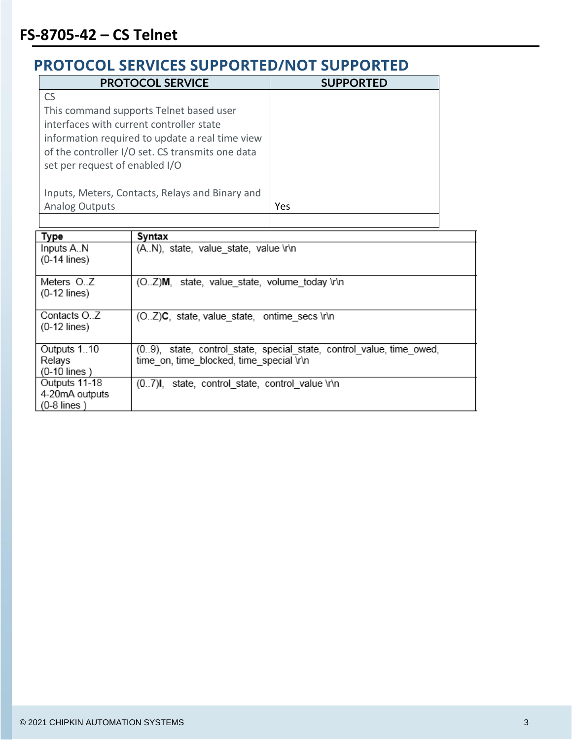## PROTOCOL SERVICES SUPPORTED/NOT SUPPORTED

| PROTOCOL SERVICE | SUPPORTED |
|---|---|
| CS<br>This command supports Telnet based user interfaces with current controller state information required to update a real time view of the controller I/O set. CS transmits one data set per request of enabled I/O<br><br>Inputs, Meters, Contacts, Relays and Binary and Analog Outputs | Yes |
| | |

| Type | Syntax |
|---|---|
| Inputs A..N<br>(0-14 lines) | (A..N), state, value_state, value \r\n |
| Meters O..Z<br>(0-12 lines) | (O..Z)**M**, state, value_state, volume_today \r\n |
| Contacts O..Z<br>(0-12 lines) | (O..Z)**C**, state, value_state, ontime_secs \r\n |
| Outputs 1..10<br>Relays<br>(0-10 lines ) | (0..9), state, control_state, special_state, control_value, time_owed, time_on, time_blocked, time_special \r\n |
| Outputs 11-18<br>4-20mA outputs<br>(0-8 lines ) | (0..7)**I**, state, control_state, control_value \r\n |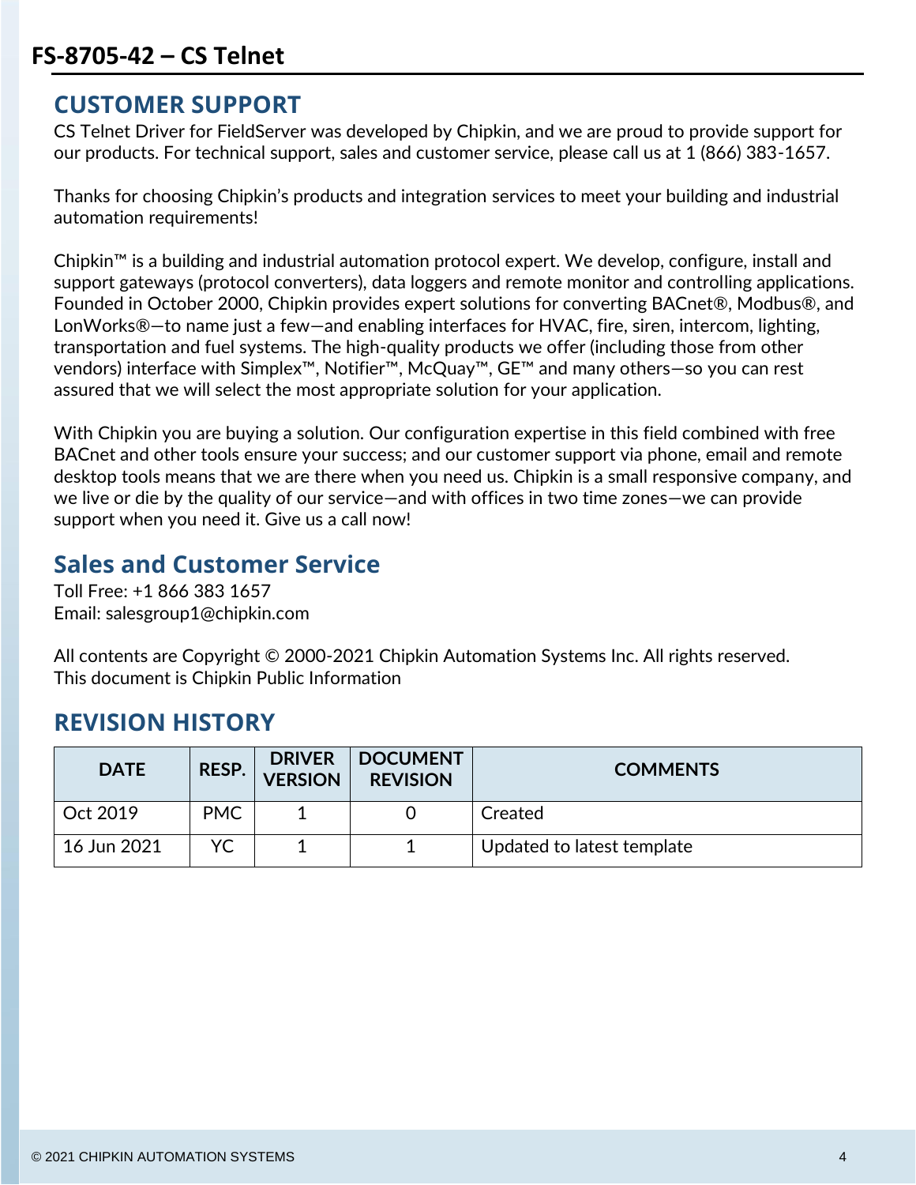## CUSTOMER SUPPORT

CS Telnet Driver for FieldServer was developed by Chipkin, and we are proud to provide support for our products. For technical support, sales and customer service, please call us at 1 (866) 383-1657.

Thanks for choosing Chipkin's products and integration services to meet your building and industrial automation requirements!

Chipkin™ is a building and industrial automation protocol expert. We develop, configure, install and support gateways (protocol converters), data loggers and remote monitor and controlling applications. Founded in October 2000, Chipkin provides expert solutions for converting BACnet®, Modbus®, and LonWorks®—to name just a few—and enabling interfaces for HVAC, fire, siren, intercom, lighting, transportation and fuel systems. The high-quality products we offer (including those from other vendors) interface with Simplex™, Notifier™, McQuay™, GE™ and many others—so you can rest assured that we will select the most appropriate solution for your application.

With Chipkin you are buying a solution. Our configuration expertise in this field combined with free BACnet and other tools ensure your success; and our customer support via phone, email and remote desktop tools means that we are there when you need us. Chipkin is a small responsive company, and we live or die by the quality of our service—and with offices in two time zones—we can provide support when you need it. Give us a call now!

## Sales and Customer Service

Toll Free: +1 866 383 1657
Email: salesgroup1@chipkin.com

All contents are Copyright © 2000-2021 Chipkin Automation Systems Inc. All rights reserved.
This document is Chipkin Public Information

## REVISION HISTORY

| DATE | RESP. | DRIVER VERSION | DOCUMENT REVISION | COMMENTS |
|---|---|---|---|---|
| Oct 2019 | PMC | 1 | 0 | Created |
| 16 Jun 2021 | YC | 1 | 1 | Updated to latest template |